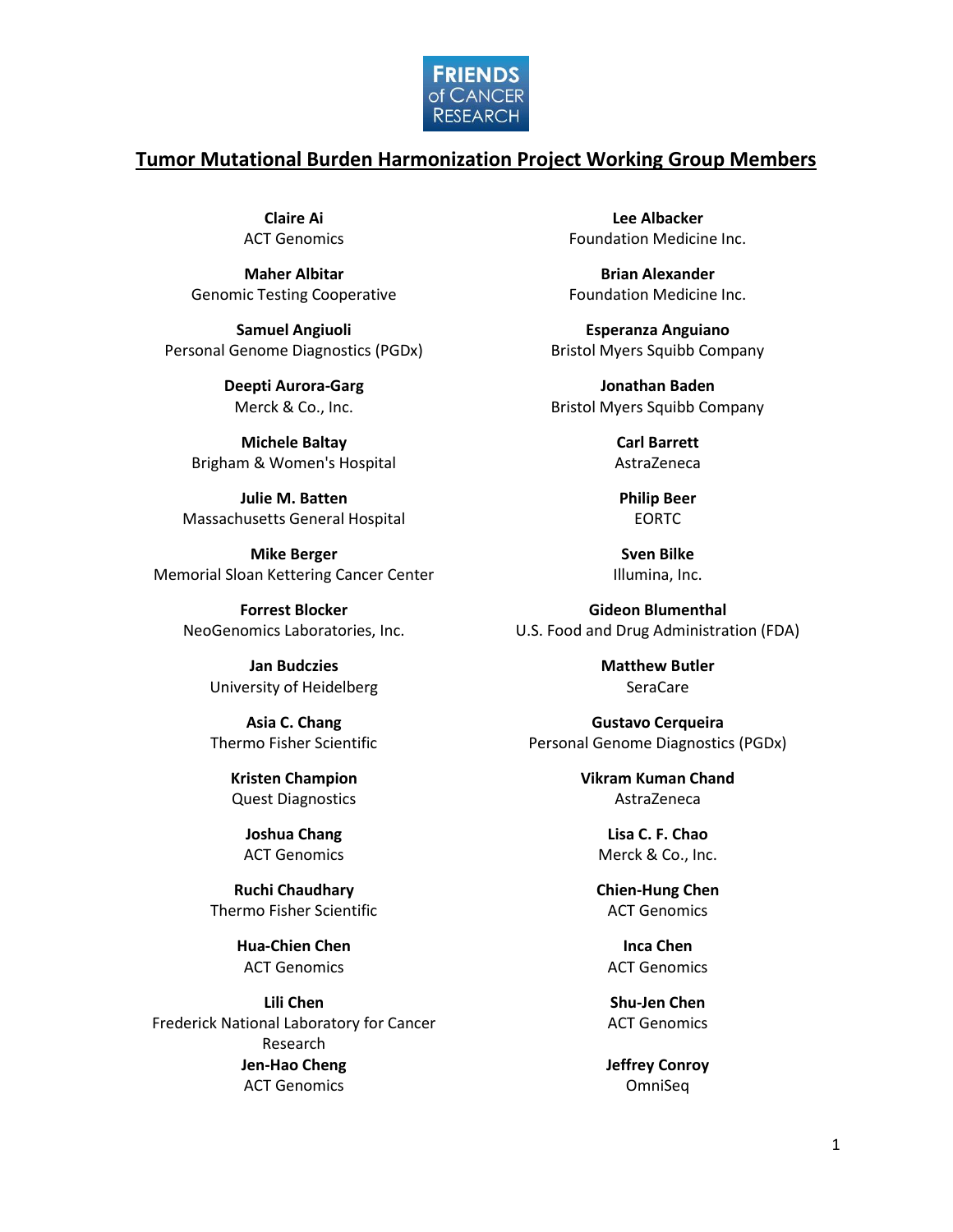# Tumor Mutational Burden Harmonization Project Working Group Members

**Claire Ai**
ACT Genomics

**Lee Albacker**
Foundation Medicine Inc.

**Maher Albitar**
Genomic Testing Cooperative

**Brian Alexander**
Foundation Medicine Inc.

**Samuel Angiuoli**
Personal Genome Diagnostics (PGDx)

**Esperanza Anguiano**
Bristol Myers Squibb Company

**Deepti Aurora-Garg**
Merck & Co., Inc.

**Jonathan Baden**
Bristol Myers Squibb Company

**Michele Baltay**
Brigham & Women's Hospital

**Carl Barrett**
AstraZeneca

**Julie M. Batten**
Massachusetts General Hospital

**Philip Beer**
EORTC

**Mike Berger**
Memorial Sloan Kettering Cancer Center

**Sven Bilke**
Illumina, Inc.

**Forrest Blocker**
NeoGenomics Laboratories, Inc.

**Gideon Blumenthal**
U.S. Food and Drug Administration (FDA)

**Jan Budczies**
University of Heidelberg

**Matthew Butler**
SeraCare

**Asia C. Chang**
Thermo Fisher Scientific

**Gustavo Cerqueira**
Personal Genome Diagnostics (PGDx)

**Kristen Champion**
Quest Diagnostics

**Vikram Kuman Chand**
AstraZeneca

**Joshua Chang**
ACT Genomics

**Lisa C. F. Chao**
Merck & Co., Inc.

**Ruchi Chaudhary**
Thermo Fisher Scientific

**Chien-Hung Chen**
ACT Genomics

**Hua-Chien Chen**
ACT Genomics

**Inca Chen**
ACT Genomics

**Lili Chen**
Frederick National Laboratory for Cancer Research

**Shu-Jen Chen**
ACT Genomics

**Jen-Hao Cheng**
ACT Genomics

**Jeffrey Conroy**
OmniSeq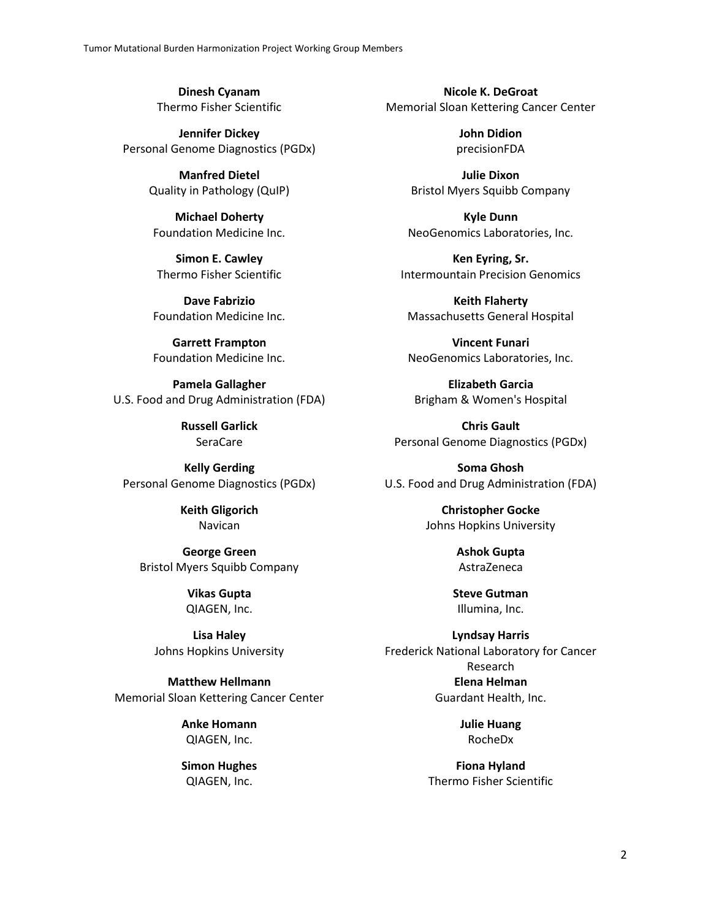**Dinesh Cyanam**
Thermo Fisher Scientific

**Nicole K. DeGroat**
Memorial Sloan Kettering Cancer Center

**Jennifer Dickey**
Personal Genome Diagnostics (PGDx)

**John Didion**
precisionFDA

**Manfred Dietel**
Quality in Pathology (QuIP)

**Julie Dixon**
Bristol Myers Squibb Company

**Michael Doherty**
Foundation Medicine Inc.

**Kyle Dunn**
NeoGenomics Laboratories, Inc.

**Simon E. Cawley**
Thermo Fisher Scientific

**Ken Eyring, Sr.**
Intermountain Precision Genomics

**Dave Fabrizio**
Foundation Medicine Inc.

**Keith Flaherty**
Massachusetts General Hospital

**Garrett Frampton**
Foundation Medicine Inc.

**Vincent Funari**
NeoGenomics Laboratories, Inc.

**Pamela Gallagher**
U.S. Food and Drug Administration (FDA)

**Elizabeth Garcia**
Brigham & Women's Hospital

**Russell Garlick**
SeraCare

**Chris Gault**
Personal Genome Diagnostics (PGDx)

**Kelly Gerding**
Personal Genome Diagnostics (PGDx)

**Soma Ghosh**
U.S. Food and Drug Administration (FDA)

**Keith Gligorich**
Navican

**Christopher Gocke**
Johns Hopkins University

**George Green**
Bristol Myers Squibb Company

**Ashok Gupta**
AstraZeneca

**Vikas Gupta**
QIAGEN, Inc.

**Steve Gutman**
Illumina, Inc.

**Lisa Haley**
Johns Hopkins University

**Lyndsay Harris**
Frederick National Laboratory for Cancer Research

**Matthew Hellmann**
Memorial Sloan Kettering Cancer Center

**Elena Helman**
Guardant Health, Inc.

**Anke Homann**
QIAGEN, Inc.

**Julie Huang**
RocheDx

**Simon Hughes**
QIAGEN, Inc.

**Fiona Hyland**
Thermo Fisher Scientific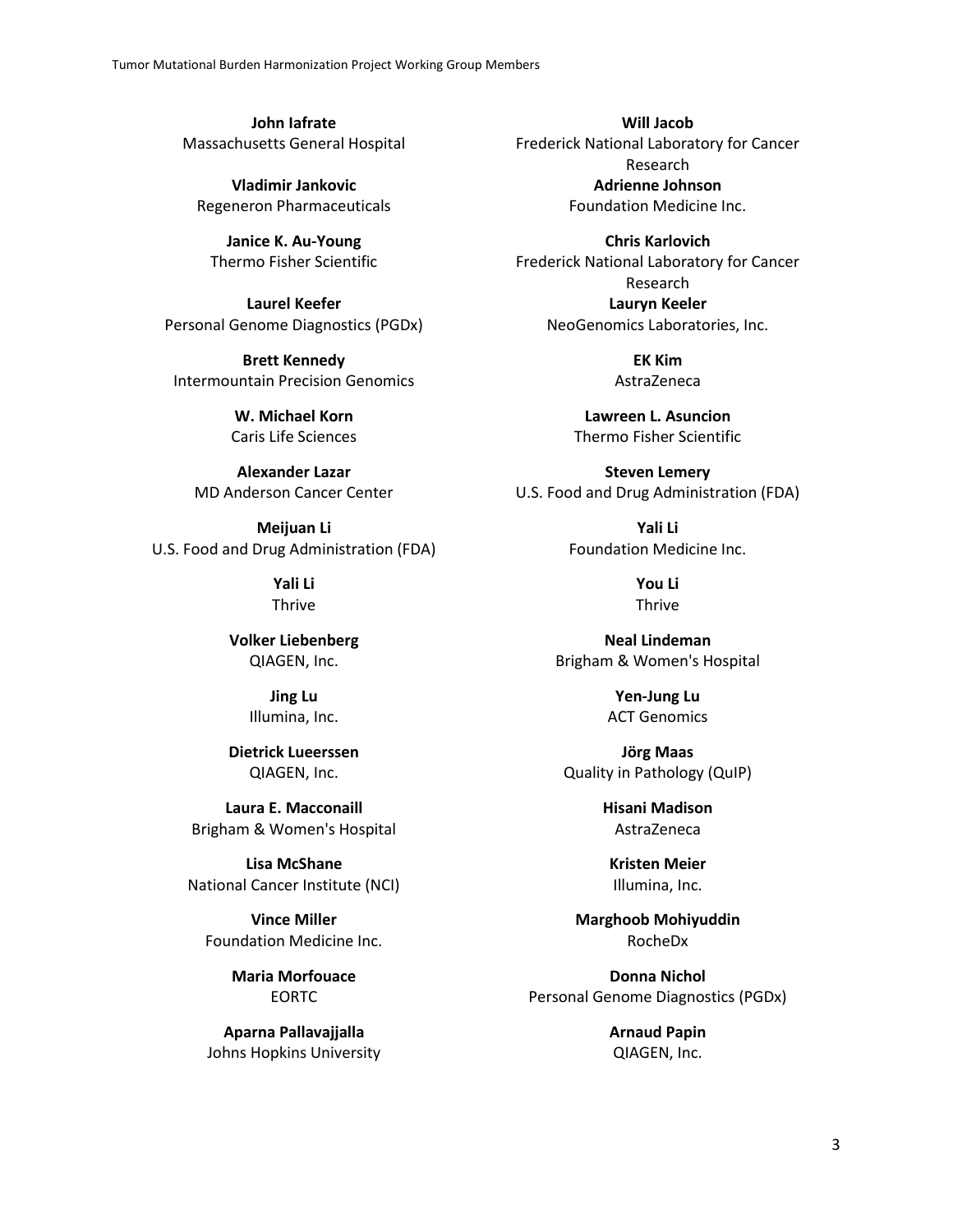**John Iafrate**
Massachusetts General Hospital

**Will Jacob**
Frederick National Laboratory for Cancer Research

**Vladimir Jankovic**
Regeneron Pharmaceuticals

**Adrienne Johnson**
Foundation Medicine Inc.

**Janice K. Au-Young**
Thermo Fisher Scientific

**Chris Karlovich**
Frederick National Laboratory for Cancer Research

**Laurel Keefer**
Personal Genome Diagnostics (PGDx)

**Lauryn Keeler**
NeoGenomics Laboratories, Inc.

**Brett Kennedy**
Intermountain Precision Genomics

**EK Kim**
AstraZeneca

**W. Michael Korn**
Caris Life Sciences

**Lawreen L. Asuncion**
Thermo Fisher Scientific

**Alexander Lazar**
MD Anderson Cancer Center

**Steven Lemery**
U.S. Food and Drug Administration (FDA)

**Meijuan Li**
U.S. Food and Drug Administration (FDA)

**Yali Li**
Foundation Medicine Inc.

**Yali Li**
Thrive

**You Li**
Thrive

**Volker Liebenberg**
QIAGEN, Inc.

**Neal Lindeman**
Brigham & Women's Hospital

**Jing Lu**
Illumina, Inc.

**Yen-Jung Lu**
ACT Genomics

**Dietrick Lueerssen**
QIAGEN, Inc.

**Jörg Maas**
Quality in Pathology (QuIP)

**Laura E. Macconaill**
Brigham & Women's Hospital

**Hisani Madison**
AstraZeneca

**Lisa McShane**
National Cancer Institute (NCI)

**Kristen Meier**
Illumina, Inc.

**Vince Miller**
Foundation Medicine Inc.

**Marghoob Mohiyuddin**
RocheDx

**Maria Morfouace**
EORTC

**Donna Nichol**
Personal Genome Diagnostics (PGDx)

**Aparna Pallavajjalla**
Johns Hopkins University

**Arnaud Papin**
QIAGEN, Inc.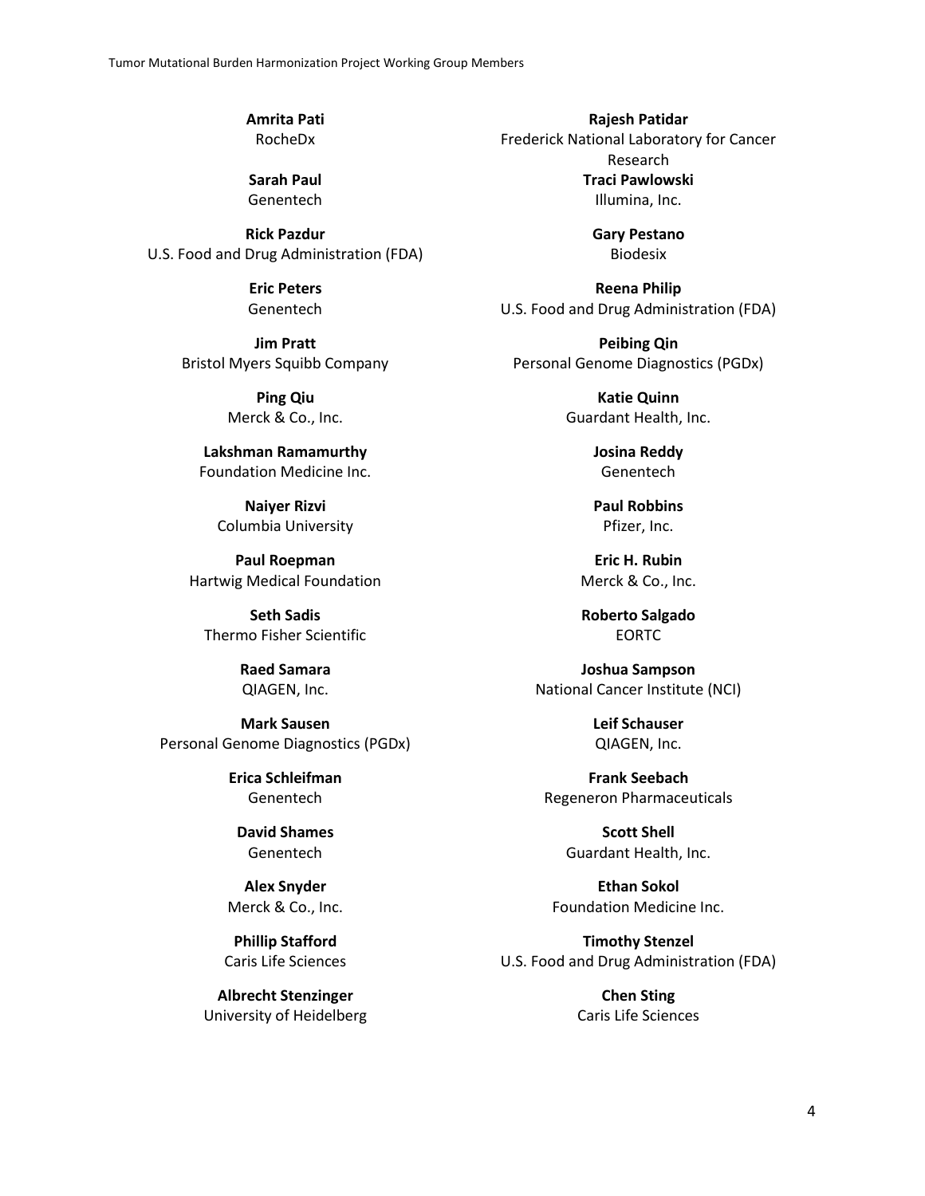**Amrita Pati**
RocheDx

**Rajesh Patidar**
Frederick National Laboratory for Cancer Research

**Sarah Paul**
Genentech

**Traci Pawlowski**
Illumina, Inc.

**Rick Pazdur**
U.S. Food and Drug Administration (FDA)

**Gary Pestano**
Biodesix

**Eric Peters**
Genentech

**Reena Philip**
U.S. Food and Drug Administration (FDA)

**Jim Pratt**
Bristol Myers Squibb Company

**Peibing Qin**
Personal Genome Diagnostics (PGDx)

**Ping Qiu**
Merck & Co., Inc.

**Katie Quinn**
Guardant Health, Inc.

**Lakshman Ramamurthy**
Foundation Medicine Inc.

**Josina Reddy**
Genentech

**Naiyer Rizvi**
Columbia University

**Paul Robbins**
Pfizer, Inc.

**Paul Roepman**
Hartwig Medical Foundation

**Eric H. Rubin**
Merck & Co., Inc.

**Seth Sadis**
Thermo Fisher Scientific

**Roberto Salgado**
EORTC

**Raed Samara**
QIAGEN, Inc.

**Joshua Sampson**
National Cancer Institute (NCI)

**Mark Sausen**
Personal Genome Diagnostics (PGDx)

**Leif Schauser**
QIAGEN, Inc.

**Erica Schleifman**
Genentech

**Frank Seebach**
Regeneron Pharmaceuticals

**David Shames**
Genentech

**Scott Shell**
Guardant Health, Inc.

**Alex Snyder**
Merck & Co., Inc.

**Ethan Sokol**
Foundation Medicine Inc.

**Phillip Stafford**
Caris Life Sciences

**Timothy Stenzel**
U.S. Food and Drug Administration (FDA)

**Albrecht Stenzinger**
University of Heidelberg

**Chen Sting**
Caris Life Sciences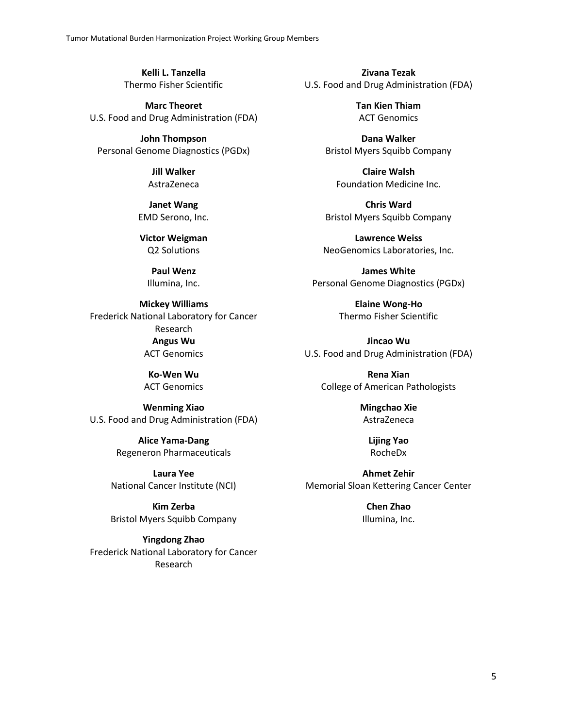**Kelli L. Tanzella**
Thermo Fisher Scientific

**Marc Theoret**
U.S. Food and Drug Administration (FDA)

**John Thompson**
Personal Genome Diagnostics (PGDx)

**Jill Walker**
AstraZeneca

**Janet Wang**
EMD Serono, Inc.

**Victor Weigman**
Q2 Solutions

**Paul Wenz**
Illumina, Inc.

**Mickey Williams**
Frederick National Laboratory for Cancer Research

**Angus Wu**
ACT Genomics

**Ko-Wen Wu**
ACT Genomics

**Wenming Xiao**
U.S. Food and Drug Administration (FDA)

**Alice Yama-Dang**
Regeneron Pharmaceuticals

**Laura Yee**
National Cancer Institute (NCI)

**Kim Zerba**
Bristol Myers Squibb Company

**Yingdong Zhao**
Frederick National Laboratory for Cancer Research

**Zivana Tezak**
U.S. Food and Drug Administration (FDA)

**Tan Kien Thiam**
ACT Genomics

**Dana Walker**
Bristol Myers Squibb Company

**Claire Walsh**
Foundation Medicine Inc.

**Chris Ward**
Bristol Myers Squibb Company

**Lawrence Weiss**
NeoGenomics Laboratories, Inc.

**James White**
Personal Genome Diagnostics (PGDx)

**Elaine Wong-Ho**
Thermo Fisher Scientific

**Jincao Wu**
U.S. Food and Drug Administration (FDA)

**Rena Xian**
College of American Pathologists

**Mingchao Xie**
AstraZeneca

**Lijing Yao**
RocheDx

**Ahmet Zehir**
Memorial Sloan Kettering Cancer Center

**Chen Zhao**
Illumina, Inc.